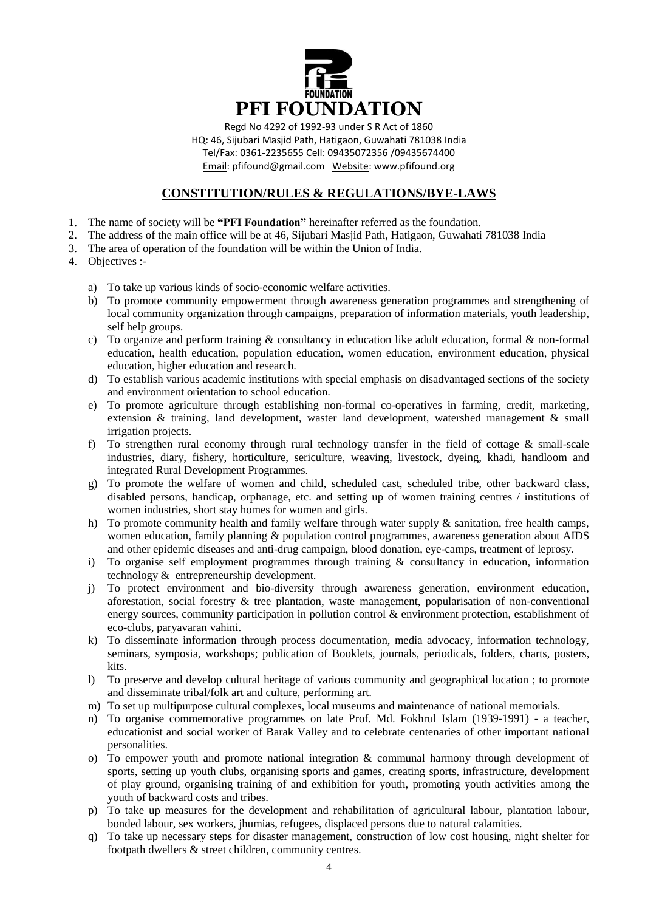# PFI FOUNDATION

Regd No 4292 of 1992-93 under S R Act of 1860
HQ: 46, Sijubari Masjid Path, Hatigaon, Guwahati 781038 India
Tel/Fax: 0361-2235655 Cell: 09435072356 /09435674400
Email: pfifound@gmail.com Website: www.pfifound.org

## CONSTITUTION/RULES & REGULATIONS/BYE-LAWS

1. The name of society will be **"PFI Foundation"** hereinafter referred as the foundation.
2. The address of the main office will be at 46, Sijubari Masjid Path, Hatigaon, Guwahati 781038 India
3. The area of operation of the foundation will be within the Union of India.
4. Objectives :-

   a) To take up various kinds of socio-economic welfare activities.
   b) To promote community empowerment through awareness generation programmes and strengthening of local community organization through campaigns, preparation of information materials, youth leadership, self help groups.
   c) To organize and perform training & consultancy in education like adult education, formal & non-formal education, health education, population education, women education, environment education, physical education, higher education and research.
   d) To establish various academic institutions with special emphasis on disadvantaged sections of the society and environment orientation to school education.
   e) To promote agriculture through establishing non-formal co-operatives in farming, credit, marketing, extension & training, land development, waster land development, watershed management & small irrigation projects.
   f) To strengthen rural economy through rural technology transfer in the field of cottage & small-scale industries, diary, fishery, horticulture, sericulture, weaving, livestock, dyeing, khadi, handloom and integrated Rural Development Programmes.
   g) To promote the welfare of women and child, scheduled cast, scheduled tribe, other backward class, disabled persons, handicap, orphanage, etc. and setting up of women training centres / institutions of women industries, short stay homes for women and girls.
   h) To promote community health and family welfare through water supply & sanitation, free health camps, women education, family planning & population control programmes, awareness generation about AIDS and other epidemic diseases and anti-drug campaign, blood donation, eye-camps, treatment of leprosy.
   i) To organise self employment programmes through training & consultancy in education, information technology & entrepreneurship development.
   j) To protect environment and bio-diversity through awareness generation, environment education, aforestation, social forestry & tree plantation, waste management, popularisation of non-conventional energy sources, community participation in pollution control & environment protection, establishment of eco-clubs, paryavaran vahini.
   k) To disseminate information through process documentation, media advocacy, information technology, seminars, symposia, workshops; publication of Booklets, journals, periodicals, folders, charts, posters, kits.
   l) To preserve and develop cultural heritage of various community and geographical location ; to promote and disseminate tribal/folk art and culture, performing art.
   m) To set up multipurpose cultural complexes, local museums and maintenance of national memorials.
   n) To organise commemorative programmes on late Prof. Md. Fokhrul Islam (1939-1991) - a teacher, educationist and social worker of Barak Valley and to celebrate centenaries of other important national personalities.
   o) To empower youth and promote national integration & communal harmony through development of sports, setting up youth clubs, organising sports and games, creating sports, infrastructure, development of play ground, organising training of and exhibition for youth, promoting youth activities among the youth of backward costs and tribes.
   p) To take up measures for the development and rehabilitation of agricultural labour, plantation labour, bonded labour, sex workers, jhumias, refugees, displaced persons due to natural calamities.
   q) To take up necessary steps for disaster management, construction of low cost housing, night shelter for footpath dwellers & street children, community centres.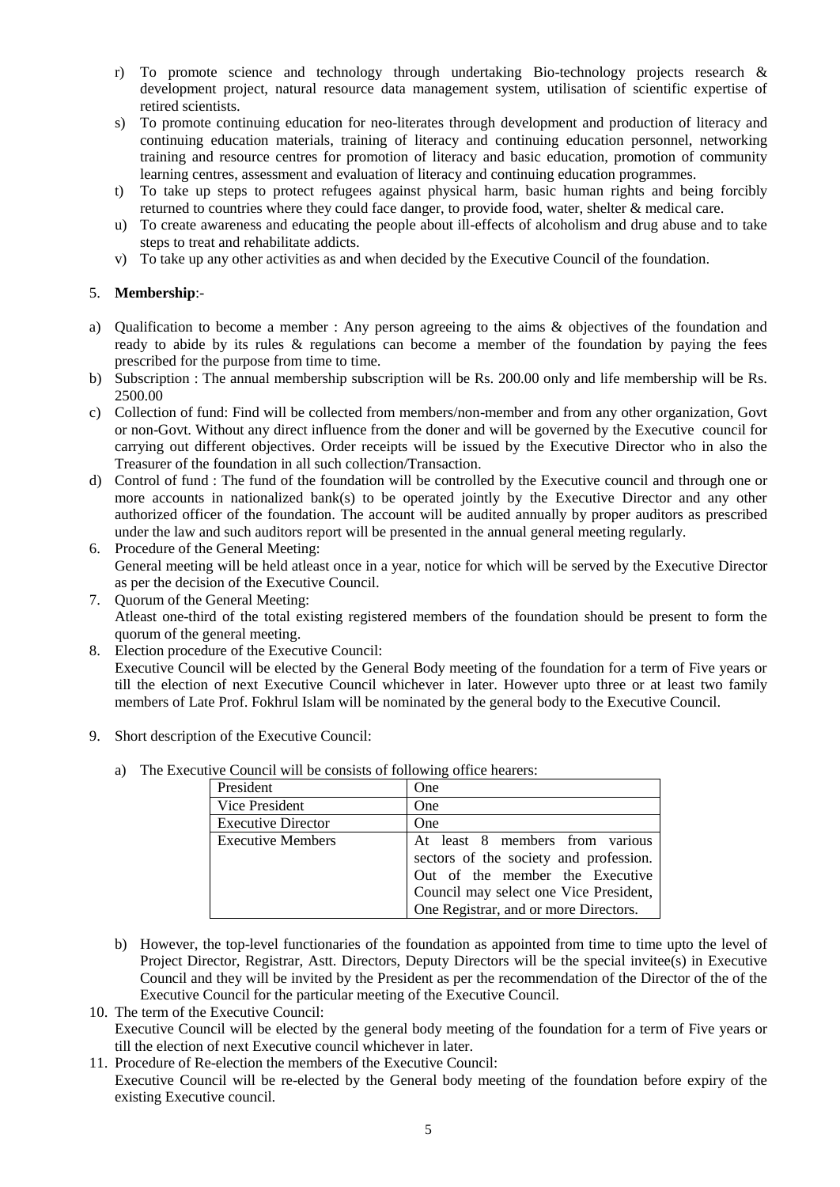r) To promote science and technology through undertaking Bio-technology projects research & development project, natural resource data management system, utilisation of scientific expertise of retired scientists.
s) To promote continuing education for neo-literates through development and production of literacy and continuing education materials, training of literacy and continuing education personnel, networking training and resource centres for promotion of literacy and basic education, promotion of community learning centres, assessment and evaluation of literacy and continuing education programmes.
t) To take up steps to protect refugees against physical harm, basic human rights and being forcibly returned to countries where they could face danger, to provide food, water, shelter & medical care.
u) To create awareness and educating the people about ill-effects of alcoholism and drug abuse and to take steps to treat and rehabilitate addicts.
v) To take up any other activities as and when decided by the Executive Council of the foundation.

5. **Membership**:-

a) Qualification to become a member : Any person agreeing to the aims & objectives of the foundation and ready to abide by its rules & regulations can become a member of the foundation by paying the fees prescribed for the purpose from time to time.
b) Subscription : The annual membership subscription will be Rs. 200.00 only and life membership will be Rs. 2500.00
c) Collection of fund: Find will be collected from members/non-member and from any other organization, Govt or non-Govt. Without any direct influence from the doner and will be governed by the Executive council for carrying out different objectives. Order receipts will be issued by the Executive Director who in also the Treasurer of the foundation in all such collection/Transaction.
d) Control of fund : The fund of the foundation will be controlled by the Executive council and through one or more accounts in nationalized bank(s) to be operated jointly by the Executive Director and any other authorized officer of the foundation. The account will be audited annually by proper auditors as prescribed under the law and such auditors report will be presented in the annual general meeting regularly.

6. Procedure of the General Meeting:
General meeting will be held atleast once in a year, notice for which will be served by the Executive Director as per the decision of the Executive Council.
7. Quorum of the General Meeting:
Atleast one-third of the total existing registered members of the foundation should be present to form the quorum of the general meeting.
8. Election procedure of the Executive Council:
Executive Council will be elected by the General Body meeting of the foundation for a term of Five years or till the election of next Executive Council whichever in later. However upto three or at least two family members of Late Prof. Fokhrul Islam will be nominated by the general body to the Executive Council.
9. Short description of the Executive Council:

a) The Executive Council will be consists of following office hearers:

| President | One |
|---|---|
| Vice President | One |
| Executive Director | One |
| Executive Members | At least 8 members from various sectors of the society and profession. Out of the member the Executive Council may select one Vice President, One Registrar, and or more Directors. |

b) However, the top-level functionaries of the foundation as appointed from time to time upto the level of Project Director, Registrar, Astt. Directors, Deputy Directors will be the special invitee(s) in Executive Council and they will be invited by the President as per the recommendation of the Director of the of the Executive Council for the particular meeting of the Executive Council.

10. The term of the Executive Council:
Executive Council will be elected by the general body meeting of the foundation for a term of Five years or till the election of next Executive council whichever in later.
11. Procedure of Re-election the members of the Executive Council:
Executive Council will be re-elected by the General body meeting of the foundation before expiry of the existing Executive council.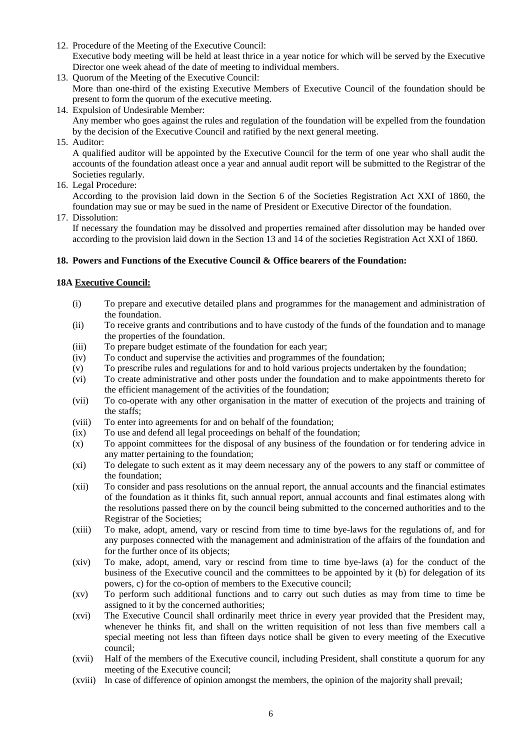12. Procedure of the Meeting of the Executive Council:
    Executive body meeting will be held at least thrice in a year notice for which will be served by the Executive Director one week ahead of the date of meeting to individual members.
13. Quorum of the Meeting of the Executive Council:
    More than one-third of the existing Executive Members of Executive Council of the foundation should be present to form the quorum of the executive meeting.
14. Expulsion of Undesirable Member:
    Any member who goes against the rules and regulation of the foundation will be expelled from the foundation by the decision of the Executive Council and ratified by the next general meeting.
15. Auditor:
    A qualified auditor will be appointed by the Executive Council for the term of one year who shall audit the accounts of the foundation atleast once a year and annual audit report will be submitted to the Registrar of the Societies regularly.
16. Legal Procedure:
    According to the provision laid down in the Section 6 of the Societies Registration Act XXI of 1860, the foundation may sue or may be sued in the name of President or Executive Director of the foundation.
17. Dissolution:
    If necessary the foundation may be dissolved and properties remained after dissolution may be handed over according to the provision laid down in the Section 13 and 14 of the societies Registration Act XXI of 1860.

**18. Powers and Functions of the Executive Council & Office bearers of the Foundation:**

**18A Executive Council:**

(i) To prepare and executive detailed plans and programmes for the management and administration of the foundation.

(ii) To receive grants and contributions and to have custody of the funds of the foundation and to manage the properties of the foundation.

(iii) To prepare budget estimate of the foundation for each year;

(iv) To conduct and supervise the activities and programmes of the foundation;

(v) To prescribe rules and regulations for and to hold various projects undertaken by the foundation;

(vi) To create administrative and other posts under the foundation and to make appointments thereto for the efficient management of the activities of the foundation;

(vii) To co-operate with any other organisation in the matter of execution of the projects and training of the staffs;

(viii) To enter into agreements for and on behalf of the foundation;

(ix) To use and defend all legal proceedings on behalf of the foundation;

(x) To appoint committees for the disposal of any business of the foundation or for tendering advice in any matter pertaining to the foundation;

(xi) To delegate to such extent as it may deem necessary any of the powers to any staff or committee of the foundation;

(xii) To consider and pass resolutions on the annual report, the annual accounts and the financial estimates of the foundation as it thinks fit, such annual report, annual accounts and final estimates along with the resolutions passed there on by the council being submitted to the concerned authorities and to the Registrar of the Societies;

(xiii) To make, adopt, amend, vary or rescind from time to time bye-laws for the regulations of, and for any purposes connected with the management and administration of the affairs of the foundation and for the further once of its objects;

(xiv) To make, adopt, amend, vary or rescind from time to time bye-laws (a) for the conduct of the business of the Executive council and the committees to be appointed by it (b) for delegation of its powers, c) for the co-option of members to the Executive council;

(xv) To perform such additional functions and to carry out such duties as may from time to time be assigned to it by the concerned authorities;

(xvi) The Executive Council shall ordinarily meet thrice in every year provided that the President may, whenever he thinks fit, and shall on the written requisition of not less than five members call a special meeting not less than fifteen days notice shall be given to every meeting of the Executive council;

(xvii) Half of the members of the Executive council, including President, shall constitute a quorum for any meeting of the Executive council;

(xviii) In case of difference of opinion amongst the members, the opinion of the majority shall prevail;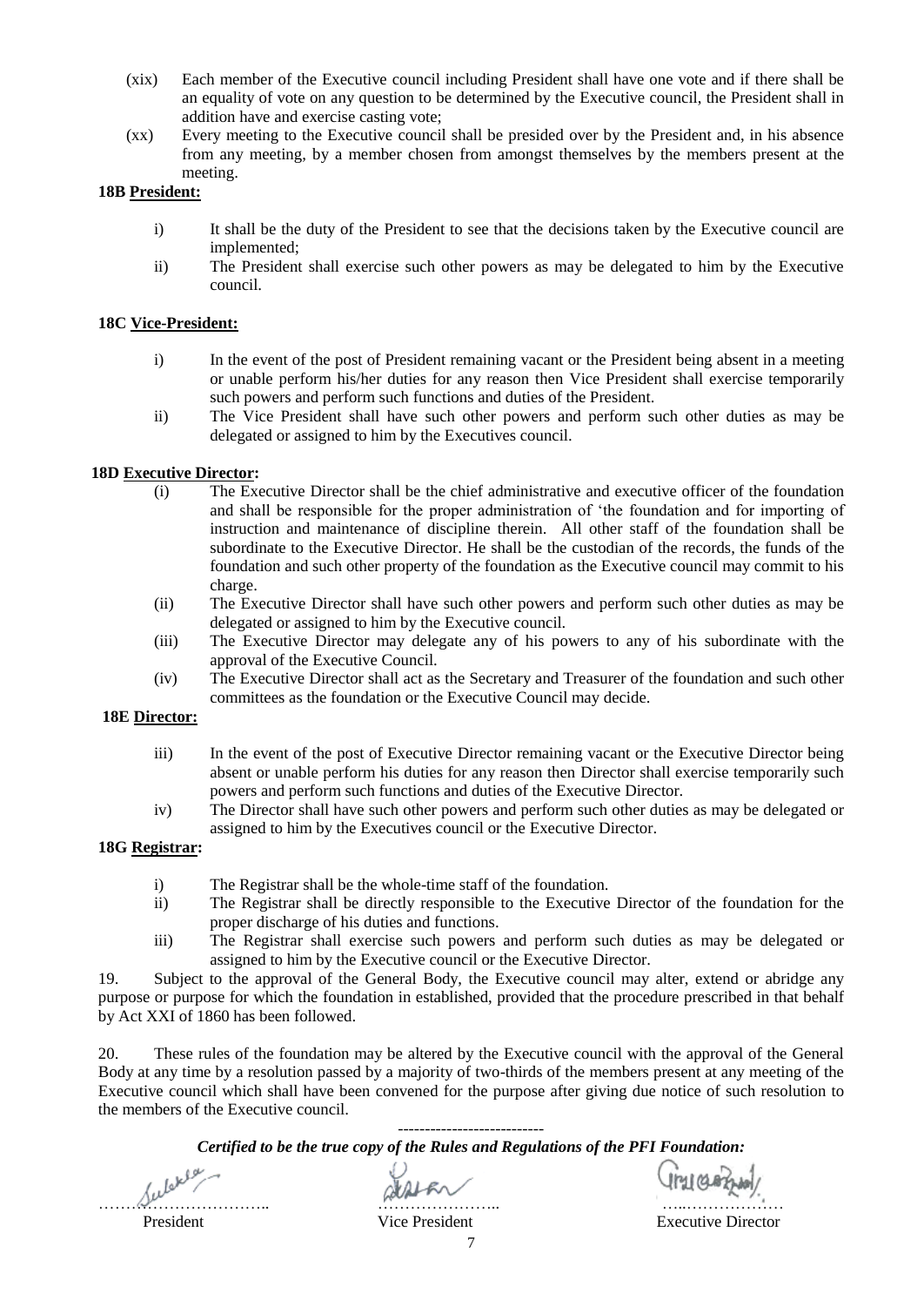(xix) Each member of the Executive council including President shall have one vote and if there shall be an equality of vote on any question to be determined by the Executive council, the President shall in addition have and exercise casting vote;

(xx) Every meeting to the Executive council shall be presided over by the President and, in his absence from any meeting, by a member chosen from amongst themselves by the members present at the meeting.

**18B President:**

i) It shall be the duty of the President to see that the decisions taken by the Executive council are implemented;

ii) The President shall exercise such other powers as may be delegated to him by the Executive council.

**18C Vice-President:**

i) In the event of the post of President remaining vacant or the President being absent in a meeting or unable perform his/her duties for any reason then Vice President shall exercise temporarily such powers and perform such functions and duties of the President.

ii) The Vice President shall have such other powers and perform such other duties as may be delegated or assigned to him by the Executives council.

**18D Executive Director:**

(i) The Executive Director shall be the chief administrative and executive officer of the foundation and shall be responsible for the proper administration of 'the foundation and for importing of instruction and maintenance of discipline therein. All other staff of the foundation shall be subordinate to the Executive Director. He shall be the custodian of the records, the funds of the foundation and such other property of the foundation as the Executive council may commit to his charge.

(ii) The Executive Director shall have such other powers and perform such other duties as may be delegated or assigned to him by the Executive council.

(iii) The Executive Director may delegate any of his powers to any of his subordinate with the approval of the Executive Council.

(iv) The Executive Director shall act as the Secretary and Treasurer of the foundation and such other committees as the foundation or the Executive Council may decide.

**18E Director:**

iii) In the event of the post of Executive Director remaining vacant or the Executive Director being absent or unable perform his duties for any reason then Director shall exercise temporarily such powers and perform such functions and duties of the Executive Director.

iv) The Director shall have such other powers and perform such other duties as may be delegated or assigned to him by the Executives council or the Executive Director.

**18G Registrar:**

i) The Registrar shall be the whole-time staff of the foundation.

ii) The Registrar shall be directly responsible to the Executive Director of the foundation for the proper discharge of his duties and functions.

iii) The Registrar shall exercise such powers and perform such duties as may be delegated or assigned to him by the Executive council or the Executive Director.

19. Subject to the approval of the General Body, the Executive council may alter, extend or abridge any purpose or purpose for which the foundation in established, provided that the procedure prescribed in that behalf by Act XXI of 1860 has been followed.

20. These rules of the foundation may be altered by the Executive council with the approval of the General Body at any time by a resolution passed by a majority of two-thirds of the members present at any meeting of the Executive council which shall have been convened for the purpose after giving due notice of such resolution to the members of the Executive council.

---------------------------

***Certified to be the true copy of the Rules and Regulations of the PFI Foundation:***

| | | |
|---|---|---|
| …………………………….. | ………………….. | …..……………… |
| President | Vice President | Executive Director |